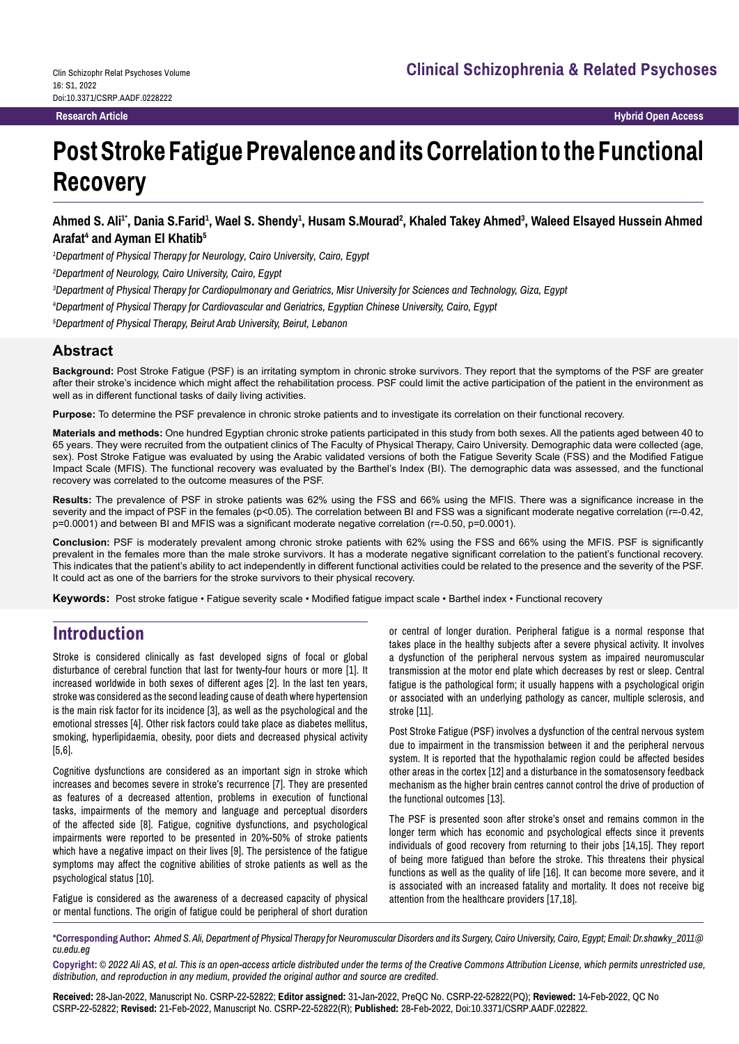Research Article

Hybrid Open Access

# Post Stroke Fatigue Prevalence and its Correlation to the Functional Recovery

**Ahmed S. Ali[1*], Dania S.Farid[1], Wael S. Shendy[1], Husam S.Mourad[2], Khaled Takey Ahmed[3], Waleed Elsayed Hussein Ahmed Arafat[4] and Ayman El Khatib[5]**

*[1]Department of Physical Therapy for Neurology, Cairo University, Cairo, Egypt*

*[2]Department of Neurology, Cairo University, Cairo, Egypt*

*[3]Department of Physical Therapy for Cardiopulmonary and Geriatrics, Misr University for Sciences and Technology, Giza, Egypt*

*[4]Department of Physical Therapy for Cardiovascular and Geriatrics, Egyptian Chinese University, Cairo, Egypt*

*[5]Department of Physical Therapy, Beirut Arab University, Beirut, Lebanon*

## Abstract

**Background:** Post Stroke Fatigue (PSF) is an irritating symptom in chronic stroke survivors. They report that the symptoms of the PSF are greater after their stroke's incidence which might affect the rehabilitation process. PSF could limit the active participation of the patient in the environment as well as in different functional tasks of daily living activities.

**Purpose:** To determine the PSF prevalence in chronic stroke patients and to investigate its correlation on their functional recovery.

**Materials and methods:** One hundred Egyptian chronic stroke patients participated in this study from both sexes. All the patients aged between 40 to 65 years. They were recruited from the outpatient clinics of The Faculty of Physical Therapy, Cairo University. Demographic data were collected (age, sex). Post Stroke Fatigue was evaluated by using the Arabic validated versions of both the Fatigue Severity Scale (FSS) and the Modified Fatigue Impact Scale (MFIS). The functional recovery was evaluated by the Barthel's Index (BI). The demographic data was assessed, and the functional recovery was correlated to the outcome measures of the PSF.

**Results:** The prevalence of PSF in stroke patients was 62% using the FSS and 66% using the MFIS. There was a significance increase in the severity and the impact of PSF in the females ($p<0.05$). The correlation between BI and FSS was a significant moderate negative correlation ($r=-0.42$, $p=0.0001$) and between BI and MFIS was a significant moderate negative correlation ($r=-0.50$, $p=0.0001$).

**Conclusion:** PSF is moderately prevalent among chronic stroke patients with 62% using the FSS and 66% using the MFIS. PSF is significantly prevalent in the females more than the male stroke survivors. It has a moderate negative significant correlation to the patient's functional recovery. This indicates that the patient's ability to act independently in different functional activities could be related to the presence and the severity of the PSF. It could act as one of the barriers for the stroke survivors to their physical recovery.

**Keywords:** Post stroke fatigue • Fatigue severity scale • Modified fatigue impact scale • Barthel index • Functional recovery

## Introduction

Stroke is considered clinically as fast developed signs of focal or global disturbance of cerebral function that last for twenty-four hours or more [1]. It increased worldwide in both sexes of different ages [2]. In the last ten years, stroke was considered as the second leading cause of death where hypertension is the main risk factor for its incidence [3], as well as the psychological and the emotional stresses [4]. Other risk factors could take place as diabetes mellitus, smoking, hyperlipidaemia, obesity, poor diets and decreased physical activity [5,6].

Cognitive dysfunctions are considered as an important sign in stroke which increases and becomes severe in stroke's recurrence [7]. They are presented as features of a decreased attention, problems in execution of functional tasks, impairments of the memory and language and perceptual disorders of the affected side [8]. Fatigue, cognitive dysfunctions, and psychological impairments were reported to be presented in 20%-50% of stroke patients which have a negative impact on their lives [9]. The persistence of the fatigue symptoms may affect the cognitive abilities of stroke patients as well as the psychological status [10].

Fatigue is considered as the awareness of a decreased capacity of physical or mental functions. The origin of fatigue could be peripheral of short duration or central of longer duration. Peripheral fatigue is a normal response that takes place in the healthy subjects after a severe physical activity. It involves a dysfunction of the peripheral nervous system as impaired neuromuscular transmission at the motor end plate which decreases by rest or sleep. Central fatigue is the pathological form; it usually happens with a psychological origin or associated with an underlying pathology as cancer, multiple sclerosis, and stroke [11].

Post Stroke Fatigue (PSF) involves a dysfunction of the central nervous system due to impairment in the transmission between it and the peripheral nervous system. It is reported that the hypothalamic region could be affected besides other areas in the cortex [12] and a disturbance in the somatosensory feedback mechanism as the higher brain centres cannot control the drive of production of the functional outcomes [13].

The PSF is presented soon after stroke's onset and remains common in the longer term which has economic and psychological effects since it prevents individuals of good recovery from returning to their jobs [14,15]. They report of being more fatigued than before the stroke. This threatens their physical functions as well as the quality of life [16]. It can become more severe, and it is associated with an increased fatality and mortality. It does not receive big attention from the healthcare providers [17,18].

**\*Corresponding Author:** *Ahmed S. Ali, Department of Physical Therapy for Neuromuscular Disorders and its Surgery, Cairo University, Cairo, Egypt; Email: Dr.shawky_2011@cu.edu.eg*

**Copyright:** *© 2022 Ali AS, et al. This is an open-access article distributed under the terms of the Creative Commons Attribution License, which permits unrestricted use, distribution, and reproduction in any medium, provided the original author and source are credited.*

**Received:** 28-Jan-2022, Manuscript No. CSRP-22-52822; **Editor assigned:** 31-Jan-2022, PreQC No. CSRP-22-52822(PQ); **Reviewed:** 14-Feb-2022, QC No CSRP-22-52822; **Revised:** 21-Feb-2022, Manuscript No. CSRP-22-52822(R); **Published:** 28-Feb-2022, Doi:10.3371/CSRP.AADF.022822.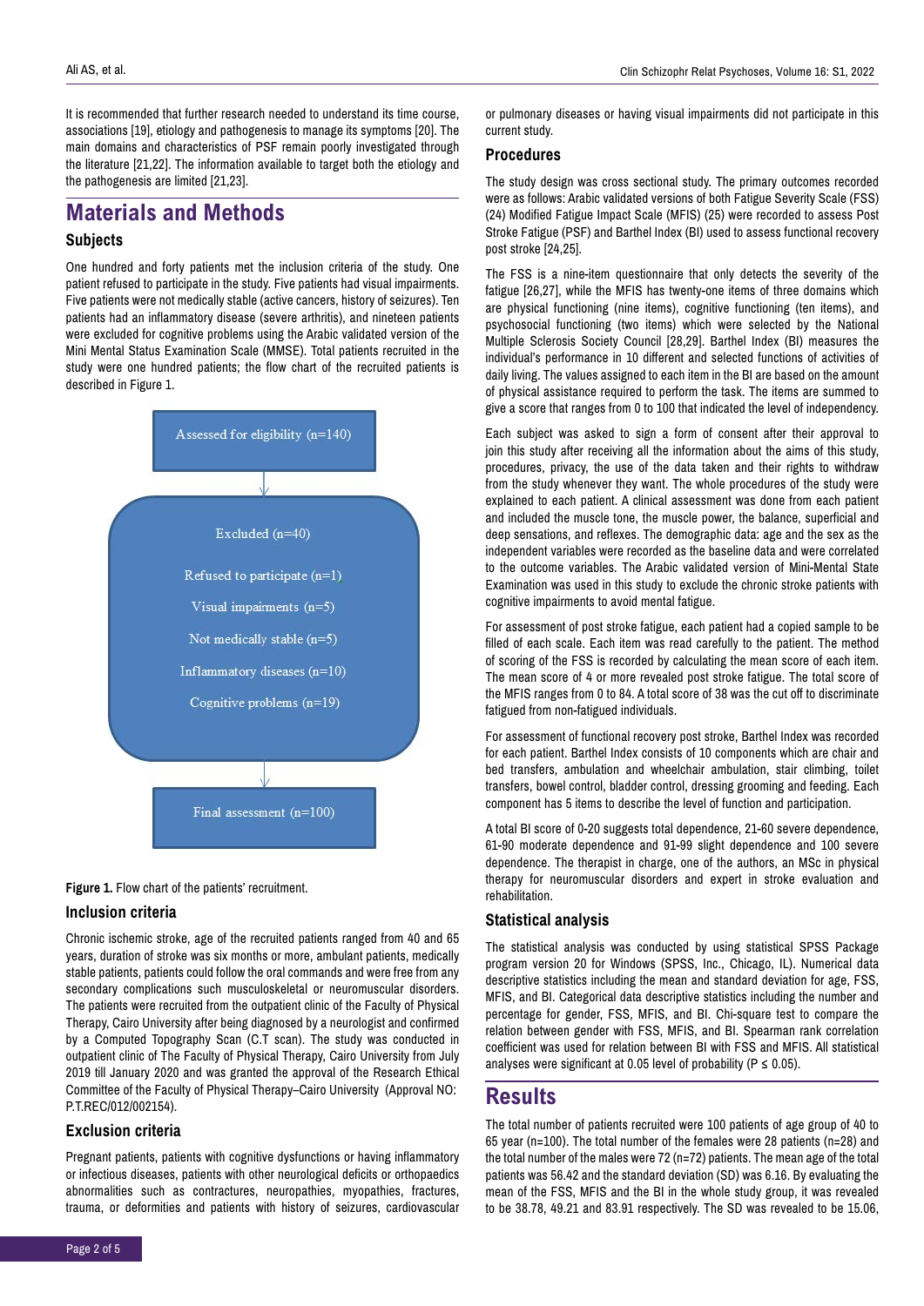It is recommended that further research needed to understand its time course, associations [19], etiology and pathogenesis to manage its symptoms [20]. The main domains and characteristics of PSF remain poorly investigated through the literature [21,22]. The information available to target both the etiology and the pathogenesis are limited [21,23].

## Materials and Methods

### Subjects

One hundred and forty patients met the inclusion criteria of the study. One patient refused to participate in the study. Five patients had visual impairments. Five patients were not medically stable (active cancers, history of seizures). Ten patients had an inflammatory disease (severe arthritis), and nineteen patients were excluded for cognitive problems using the Arabic validated version of the Mini Mental Status Examination Scale (MMSE). Total patients recruited in the study were one hundred patients; the flow chart of the recruited patients is described in Figure 1.

Assessed for eligibility (n=140)

Excluded (n=40)

Refused to participate (n=1)

Visual impairments (n=5)

Not medically stable (n=5)

Inflammatory diseases (n=10)

Cognitive problems (n=19)

Final assessment (n=100)

**Figure 1.** Flow chart of the patients' recruitment.

### Inclusion criteria

Chronic ischemic stroke, age of the recruited patients ranged from 40 and 65 years, duration of stroke was six months or more, ambulant patients, medically stable patients, patients could follow the oral commands and were free from any secondary complications such musculoskeletal or neuromuscular disorders. The patients were recruited from the outpatient clinic of the Faculty of Physical Therapy, Cairo University after being diagnosed by a neurologist and confirmed by a Computed Topography Scan (C.T scan). The study was conducted in outpatient clinic of The Faculty of Physical Therapy, Cairo University from July 2019 till January 2020 and was granted the approval of the Research Ethical Committee of the Faculty of Physical Therapy–Cairo University (Approval NO: P.T.REC/012/002154).

### Exclusion criteria

Pregnant patients, patients with cognitive dysfunctions or having inflammatory or infectious diseases, patients with other neurological deficits or orthopaedics abnormalities such as contractures, neuropathies, myopathies, fractures, trauma, or deformities and patients with history of seizures, cardiovascular or pulmonary diseases or having visual impairments did not participate in this current study.

### Procedures

The study design was cross sectional study. The primary outcomes recorded were as follows: Arabic validated versions of both Fatigue Severity Scale (FSS) (24) Modified Fatigue Impact Scale (MFIS) (25) were recorded to assess Post Stroke Fatigue (PSF) and Barthel Index (BI) used to assess functional recovery post stroke [24,25].

The FSS is a nine-item questionnaire that only detects the severity of the fatigue [26,27], while the MFIS has twenty-one items of three domains which are physical functioning (nine items), cognitive functioning (ten items), and psychosocial functioning (two items) which were selected by the National Multiple Sclerosis Society Council [28,29]. Barthel Index (BI) measures the individual's performance in 10 different and selected functions of activities of daily living. The values assigned to each item in the BI are based on the amount of physical assistance required to perform the task. The items are summed to give a score that ranges from 0 to 100 that indicated the level of independency.

Each subject was asked to sign a form of consent after their approval to join this study after receiving all the information about the aims of this study, procedures, privacy, the use of the data taken and their rights to withdraw from the study whenever they want. The whole procedures of the study were explained to each patient. A clinical assessment was done from each patient and included the muscle tone, the muscle power, the balance, superficial and deep sensations, and reflexes. The demographic data: age and the sex as the independent variables were recorded as the baseline data and were correlated to the outcome variables. The Arabic validated version of Mini-Mental State Examination was used in this study to exclude the chronic stroke patients with cognitive impairments to avoid mental fatigue.

For assessment of post stroke fatigue, each patient had a copied sample to be filled of each scale. Each item was read carefully to the patient. The method of scoring of the FSS is recorded by calculating the mean score of each item. The mean score of 4 or more revealed post stroke fatigue. The total score of the MFIS ranges from 0 to 84. A total score of 38 was the cut off to discriminate fatigued from non-fatigued individuals.

For assessment of functional recovery post stroke, Barthel Index was recorded for each patient. Barthel Index consists of 10 components which are chair and bed transfers, ambulation and wheelchair ambulation, stair climbing, toilet transfers, bowel control, bladder control, dressing grooming and feeding. Each component has 5 items to describe the level of function and participation.

A total BI score of 0-20 suggests total dependence, 21-60 severe dependence, 61-90 moderate dependence and 91-99 slight dependence and 100 severe dependence. The therapist in charge, one of the authors, an MSc in physical therapy for neuromuscular disorders and expert in stroke evaluation and rehabilitation.

### Statistical analysis

The statistical analysis was conducted by using statistical SPSS Package program version 20 for Windows (SPSS, Inc., Chicago, IL). Numerical data descriptive statistics including the mean and standard deviation for age, FSS, MFIS, and BI. Categorical data descriptive statistics including the number and percentage for gender, FSS, MFIS, and BI. Chi-square test to compare the relation between gender with FSS, MFIS, and BI. Spearman rank correlation coefficient was used for relation between BI with FSS and MFIS. All statistical analyses were significant at 0.05 level of probability ($P \leq 0.05$).

## Results

The total number of patients recruited were 100 patients of age group of 40 to 65 year (n=100). The total number of the females were 28 patients (n=28) and the total number of the males were 72 (n=72) patients. The mean age of the total patients was 56.42 and the standard deviation (SD) was 6.16. By evaluating the mean of the FSS, MFIS and the BI in the whole study group, it was revealed to be 38.78, 49.21 and 83.91 respectively. The SD was revealed to be 15.06,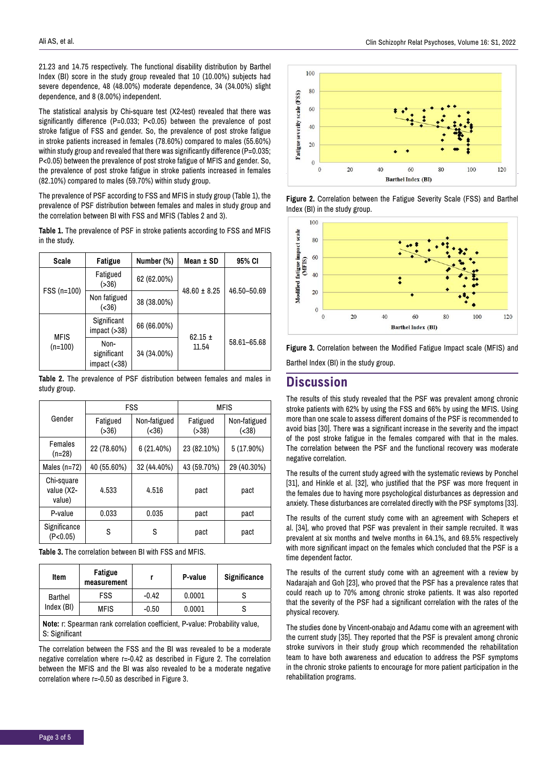21.23 and 14.75 respectively. The functional disability distribution by Barthel Index (BI) score in the study group revealed that 10 (10.00%) subjects had severe dependence, 48 (48.00%) moderate dependence, 34 (34.00%) slight dependence, and 8 (8.00%) independent.

The statistical analysis by Chi-square test (X2-test) revealed that there was significantly difference (P=0.033; P<0.05) between the prevalence of post stroke fatigue of FSS and gender. So, the prevalence of post stroke fatigue in stroke patients increased in females (78.60%) compared to males (55.60%) within study group and revealed that there was significantly difference (P=0.035; P<0.05) between the prevalence of post stroke fatigue of MFIS and gender. So, the prevalence of post stroke fatigue in stroke patients increased in females (82.10%) compared to males (59.70%) within study group.

The prevalence of PSF according to FSS and MFIS in study group (Table 1), the prevalence of PSF distribution between females and males in study group and the correlation between BI with FSS and MFIS (Tables 2 and 3).

**Table 1.** The prevalence of PSF in stroke patients according to FSS and MFIS in the study.

| Scale | Fatigue | Number (%) | Mean ± SD | 95% CI |
|---|---|---|---|---|
| FSS (n=100) | Fatigued (>36) | 62 (62.00%) | 48.60 ± 8.25 | 46.50–50.69 |
| | Non fatigued (<36) | 38 (38.00%) | | |
| MFIS (n=100) | Significant impact (>38) | 66 (66.00%) | 62.15 ± 11.54 | 58.61–65.68 |
| | Non-significant impact (<38) | 34 (34.00%) | | |

**Table 2.** The prevalence of PSF distribution between females and males in study group.

| Gender | FSS | | MFIS | |
|---|---|---|---|---|
| | Fatigued (>36) | Non-fatigued (<36) | Fatigued (>38) | Non-fatigued (<38) |
| Females (n=28) | 22 (78.60%) | 6 (21.40%) | 23 (82.10%) | 5 (17.90%) |
| Males (n=72) | 40 (55.60%) | 32 (44.40%) | 43 (59.70%) | 29 (40.30%) |
| Chi-square value (X2-value) | 4.533 | 4.516 | pact | pact |
| P-value | 0.033 | 0.035 | pact | pact |
| Significance (P<0.05) | S | S | pact | pact |

**Table 3.** The correlation between BI with FSS and MFIS.

| Item | Fatigue measurement | r | P-value | Significance |
|---|---|---|---|---|
| Barthel Index (BI) | FSS | -0.42 | 0.0001 | S |
| | MFIS | -0.50 | 0.0001 | S |

**Note:** r: Spearman rank correlation coefficient, P-value: Probability value, S: Significant

The correlation between the FSS and the BI was revealed to be a moderate negative correlation where r=-0.42 as described in Figure 2. The correlation between the MFIS and the BI was also revealed to be a moderate negative correlation where r=-0.50 as described in Figure 3.

**Figure 2.** Correlation between the Fatigue Severity Scale (FSS) and Barthel Index (BI) in the study group.

**Figure 3.** Correlation between the Modified Fatigue Impact scale (MFIS) and Barthel Index (BI) in the study group.

## Discussion

The results of this study revealed that the PSF was prevalent among chronic stroke patients with 62% by using the FSS and 66% by using the MFIS. Using more than one scale to assess different domains of the PSF is recommended to avoid bias [30]. There was a significant increase in the severity and the impact of the post stroke fatigue in the females compared with that in the males. The correlation between the PSF and the functional recovery was moderate negative correlation.

The results of the current study agreed with the systematic reviews by Ponchel [31], and Hinkle et al. [32], who justified that the PSF was more frequent in the females due to having more psychological disturbances as depression and anxiety. These disturbances are correlated directly with the PSF symptoms [33].

The results of the current study come with an agreement with Schepers et al. [34], who proved that PSF was prevalent in their sample recruited. It was prevalent at six months and twelve months in 64.1%, and 69.5% respectively with more significant impact on the females which concluded that the PSF is a time dependent factor.

The results of the current study come with an agreement with a review by Nadarajah and Goh [23], who proved that the PSF has a prevalence rates that could reach up to 70% among chronic stroke patients. It was also reported that the severity of the PSF had a significant correlation with the rates of the physical recovery.

The studies done by Vincent-onabajo and Adamu come with an agreement with the current study [35]. They reported that the PSF is prevalent among chronic stroke survivors in their study group which recommended the rehabilitation team to have both awareness and education to address the PSF symptoms in the chronic stroke patients to encourage for more patient participation in the rehabilitation programs.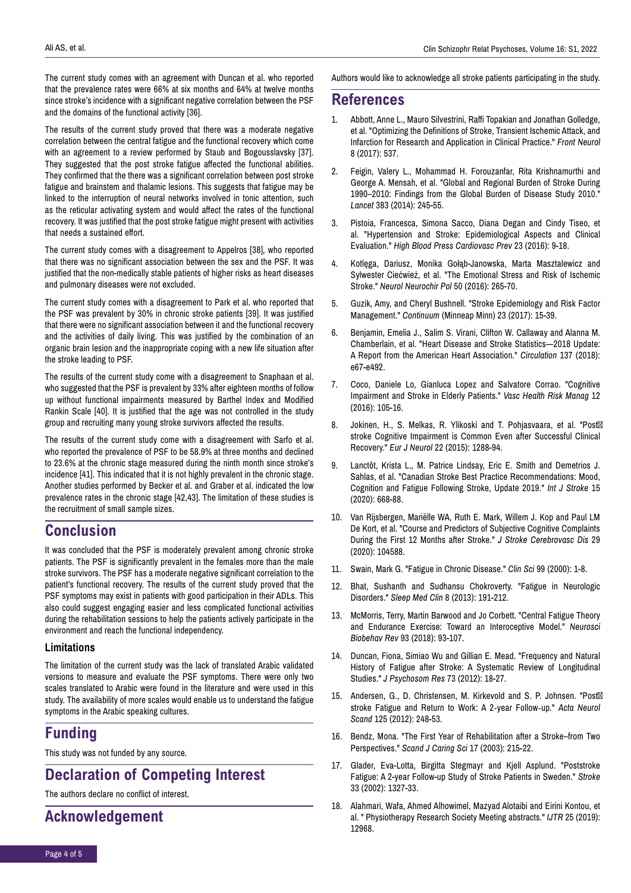The current study comes with an agreement with Duncan et al. who reported that the prevalence rates were 66% at six months and 64% at twelve months since stroke's incidence with a significant negative correlation between the PSF and the domains of the functional activity [36].

The results of the current study proved that there was a moderate negative correlation between the central fatigue and the functional recovery which come with an agreement to a review performed by Staub and Bogousslavsky [37]. They suggested that the post stroke fatigue affected the functional abilities. They confirmed that the there was a significant correlation between post stroke fatigue and brainstem and thalamic lesions. This suggests that fatigue may be linked to the interruption of neural networks involved in tonic attention, such as the reticular activating system and would affect the rates of the functional recovery. It was justified that the post stroke fatigue might present with activities that needs a sustained effort.

The current study comes with a disagreement to Appelros [38], who reported that there was no significant association between the sex and the PSF. It was justified that the non-medically stable patients of higher risks as heart diseases and pulmonary diseases were not excluded.

The current study comes with a disagreement to Park et al. who reported that the PSF was prevalent by 30% in chronic stroke patients [39]. It was justified that there were no significant association between it and the functional recovery and the activities of daily living. This was justified by the combination of an organic brain lesion and the inappropriate coping with a new life situation after the stroke leading to PSF.

The results of the current study come with a disagreement to Snaphaan et al. who suggested that the PSF is prevalent by 33% after eighteen months of follow up without functional impairments measured by Barthel Index and Modified Rankin Scale [40]. It is justified that the age was not controlled in the study group and recruiting many young stroke survivors affected the results.

The results of the current study come with a disagreement with Sarfo et al. who reported the prevalence of PSF to be 58.9% at three months and declined to 23.6% at the chronic stage measured during the ninth month since stroke's incidence [41]. This indicated that it is not highly prevalent in the chronic stage. Another studies performed by Becker et al. and Graber et al. indicated the low prevalence rates in the chronic stage [42,43]. The limitation of these studies is the recruitment of small sample sizes.

## Conclusion

It was concluded that the PSF is moderately prevalent among chronic stroke patients. The PSF is significantly prevalent in the females more than the male stroke survivors. The PSF has a moderate negative significant correlation to the patient's functional recovery. The results of the current study proved that the PSF symptoms may exist in patients with good participation in their ADLs. This also could suggest engaging easier and less complicated functional activities during the rehabilitation sessions to help the patients actively participate in the environment and reach the functional independency.

### Limitations

The limitation of the current study was the lack of translated Arabic validated versions to measure and evaluate the PSF symptoms. There were only two scales translated to Arabic were found in the literature and were used in this study. The availability of more scales would enable us to understand the fatigue symptoms in the Arabic speaking cultures.

## Funding

This study was not funded by any source.

## Declaration of Competing Interest

The authors declare no conflict of interest.

## Acknowledgement

Authors would like to acknowledge all stroke patients participating in the study.

## References

1. Abbott, Anne L., Mauro Silvestrini, Raffi Topakian and Jonathan Golledge, et al. "Optimizing the Definitions of Stroke, Transient Ischemic Attack, and Infarction for Research and Application in Clinical Practice." *Front Neurol* 8 (2017): 537.
2. Feigin, Valery L., Mohammad H. Forouzanfar, Rita Krishnamurthi and George A. Mensah, et al. "Global and Regional Burden of Stroke During 1990–2010: Findings from the Global Burden of Disease Study 2010." *Lancet* 383 (2014): 245-55.
3. Pistoia, Francesca, Simona Sacco, Diana Degan and Cindy Tiseo, et al. "Hypertension and Stroke: Epidemiological Aspects and Clinical Evaluation." *High Blood Press Cardiovasc Prev* 23 (2016): 9-18.
4. Kotlega, Dariusz, Monika Gołąb-Janowska, Marta Masztalewicz and Sylwester Ciećwież, et al. "The Emotional Stress and Risk of Ischemic Stroke." *Neurol Neurochir Pol* 50 (2016): 265-70.
5. Guzik, Amy, and Cheryl Bushnell. "Stroke Epidemiology and Risk Factor Management." *Continuum* (Minneap Minn) 23 (2017): 15-39.
6. Benjamin, Emelia J., Salim S. Virani, Clifton W. Callaway and Alanna M. Chamberlain, et al. "Heart Disease and Stroke Statistics—2018 Update: A Report from the American Heart Association." *Circulation* 137 (2018): e67-e492.
7. Coco, Daniele Lo, Gianluca Lopez and Salvatore Corrao. "Cognitive Impairment and Stroke in Elderly Patients." *Vasc Health Risk Manag* 12 (2016): 105-16.
8. Jokinen, H., S. Melkas, R. Ylikoski and T. Pohjasvaara, et al. "Post‐stroke Cognitive Impairment is Common Even after Successful Clinical Recovery." *Eur J Neurol* 22 (2015): 1288-94.
9. Lanctôt, Krista L., M. Patrice Lindsay, Eric E. Smith and Demetrios J. Sahlas, et al. "Canadian Stroke Best Practice Recommendations: Mood, Cognition and Fatigue Following Stroke, Update 2019." *Int J Stroke* 15 (2020): 668-88.
10. Van Rijsbergen, Mariëlle WA, Ruth E. Mark, Willem J. Kop and Paul LM De Kort, et al. "Course and Predictors of Subjective Cognitive Complaints During the First 12 Months after Stroke." *J Stroke Cerebrovasc Dis* 29 (2020): 104588.
11. Swain, Mark G. "Fatigue in Chronic Disease." *Clin Sci* 99 (2000): 1-8.
12. Bhat, Sushanth and Sudhansu Chokroverty. "Fatigue in Neurologic Disorders." *Sleep Med Clin* 8 (2013): 191-212.
13. McMorris, Terry, Martin Barwood and Jo Corbett. "Central Fatigue Theory and Endurance Exercise: Toward an Interoceptive Model." *Neurosci Biobehav Rev* 93 (2018): 93-107.
14. Duncan, Fiona, Simiao Wu and Gillian E. Mead. "Frequency and Natural History of Fatigue after Stroke: A Systematic Review of Longitudinal Studies." *J Psychosom Res* 73 (2012): 18-27.
15. Andersen, G., D. Christensen, M. Kirkevold and S. P. Johnsen. "Post‐stroke Fatigue and Return to Work: A 2-year Follow-up." *Acta Neurol Scand* 125 (2012): 248-53.
16. Bendz, Mona. "The First Year of Rehabilitation after a Stroke–from Two Perspectives." *Scand J Caring Sci* 17 (2003): 215-22.
17. Glader, Eva-Lotta, Birgitta Stegmayr and Kjell Asplund. "Poststroke Fatigue: A 2-year Follow-up Study of Stroke Patients in Sweden." *Stroke* 33 (2002): 1327-33.
18. Alahmari, Wafa, Ahmed Alhowimel, Mazyad Alotaibi and Eirini Kontou, et al. " Physiotherapy Research Society Meeting abstracts." *IJTR* 25 (2019): 12968.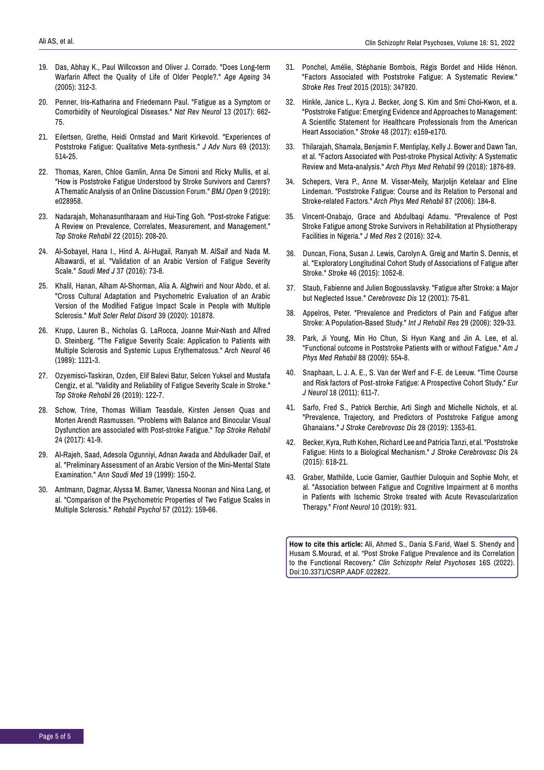19. Das, Abhay K., Paul Willcoxson and Oliver J. Corrado. "Does Long-term Warfarin Affect the Quality of Life of Older People?." *Age Ageing* 34 (2005): 312-3.

20. Penner, Iris-Katharina and Friedemann Paul. "Fatigue as a Symptom or Comorbidity of Neurological Diseases." *Nat Rev Neurol* 13 (2017): 662-75.

21. Eilertsen, Grethe, Heidi Ormstad and Marit Kirkevold. "Experiences of Poststroke Fatigue: Qualitative Meta-synthesis." *J Adv Nurs* 69 (2013): 514-25.

22. Thomas, Karen, Chloe Gamlin, Anna De Simoni and Ricky Mullis, et al. "How is Poststroke Fatigue Understood by Stroke Survivors and Carers? A Thematic Analysis of an Online Discussion Forum." *BMJ Open* 9 (2019): e028958.

23. Nadarajah, Mohanasuntharaam and Hui-Ting Goh. "Post-stroke Fatigue: A Review on Prevalence, Correlates, Measurement, and Management." *Top Stroke Rehabil* 22 (2015): 208-20.

24. Al-Sobayel, Hana I., Hind A. Al-Hugail, Ranyah M. AlSaif and Nada M. Albawardi, et al. "Validation of an Arabic Version of Fatigue Severity Scale." *Saudi Med J* 37 (2016): 73-8.

25. Khalil, Hanan, Alham Al-Shorman, Alia A. Alghwiri and Nour Abdo, et al. "Cross Cultural Adaptation and Psychometric Evaluation of an Arabic Version of the Modified Fatigue Impact Scale in People with Multiple Sclerosis." *Mult Scler Relat Disord* 39 (2020): 101878.

26. Krupp, Lauren B., Nicholas G. LaRocca, Joanne Muir-Nash and Alfred D. Steinberg. "The Fatigue Severity Scale: Application to Patients with Multiple Sclerosis and Systemic Lupus Erythematosus." *Arch Neurol* 46 (1989): 1121-3.

27. Ozyemisci-Taskiran, Ozden, Elif Balevi Batur, Selcen Yuksel and Mustafa Cengiz, et al. "Validity and Reliability of Fatigue Severity Scale in Stroke." *Top Stroke Rehabil* 26 (2019): 122-7.

28. Schow, Trine, Thomas William Teasdale, Kirsten Jensen Quas and Morten Arendt Rasmussen. "Problems with Balance and Binocular Visual Dysfunction are associated with Post-stroke Fatigue." *Top Stroke Rehabil* 24 (2017): 41-9.

29. Al-Rajeh, Saad, Adesola Ogunniyi, Adnan Awada and Abdulkader Daif, et al. "Preliminary Assessment of an Arabic Version of the Mini-Mental State Examination." *Ann Saudi Med* 19 (1999): 150-2.

30. Amtmann, Dagmar, Alyssa M. Bamer, Vanessa Noonan and Nina Lang, et al. "Comparison of the Psychometric Properties of Two Fatigue Scales in Multiple Sclerosis." *Rehabil Psychol* 57 (2012): 159-66.

31. Ponchel, Amélie, Stéphanie Bombois, Régis Bordet and Hilde Hénon. "Factors Associated with Poststroke Fatigue: A Systematic Review." *Stroke Res Treat* 2015 (2015): 347920.

32. Hinkle, Janice L., Kyra J. Becker, Jong S. Kim and Smi Choi-Kwon, et a. "Poststroke Fatigue: Emerging Evidence and Approaches to Management: A Scientific Statement for Healthcare Professionals from the American Heart Association." *Stroke* 48 (2017): e159-e170.

33. Thilarajah, Shamala, Benjamin F. Mentiplay, Kelly J. Bower and Dawn Tan, et al. "Factors Associated with Post-stroke Physical Activity: A Systematic Review and Meta-analysis." *Arch Phys Med Rehabil* 99 (2018): 1876-89.

34. Schepers, Vera P., Anne M. Visser-Meily, Marjolijn Ketelaar and Eline Lindeman. "Poststroke Fatigue: Course and its Relation to Personal and Stroke-related Factors." *Arch Phys Med Rehabil* 87 (2006): 184-8.

35. Vincent-Onabajo, Grace and Abdulbaqi Adamu. "Prevalence of Post Stroke Fatigue among Stroke Survivors in Rehabilitation at Physiotherapy Facilities in Nigeria." *J Med Res* 2 (2016): 32-4.

36. Duncan, Fiona, Susan J. Lewis, Carolyn A. Greig and Martin S. Dennis, et al. "Exploratory Longitudinal Cohort Study of Associations of Fatigue after Stroke." *Stroke* 46 (2015): 1052-8.

37. Staub, Fabienne and Julien Bogousslavsky. "Fatigue after Stroke: a Major but Neglected Issue." *Cerebrovasc Dis* 12 (2001): 75-81.

38. Appelros, Peter. "Prevalence and Predictors of Pain and Fatigue after Stroke: A Population-Based Study." *Int J Rehabil Res* 29 (2006): 329-33.

39. Park, Ji Young, Min Ho Chun, Si Hyun Kang and Jin A. Lee, et al. "Functional outcome in Poststroke Patients with or without Fatigue." *Am J Phys Med Rehabil* 88 (2009): 554-8.

40. Snaphaan, L. J. A. E., S. Van der Werf and F-E. de Leeuw. "Time Course and Risk factors of Post-stroke Fatigue: A Prospective Cohort Study." *Eur J Neurol* 18 (2011): 611-7.

41. Sarfo, Fred S., Patrick Berchie, Arti Singh and Michelle Nichols, et al. "Prevalence, Trajectory, and Predictors of Poststroke Fatigue among Ghanaians." *J Stroke Cerebrovasc Dis* 28 (2019): 1353-61.

42. Becker, Kyra, Ruth Kohen, Richard Lee and Patricia Tanzi, et al. "Poststroke Fatigue: Hints to a Biological Mechanism." *J Stroke Cerebrovasc Dis* 24 (2015): 618-21.

43. Graber, Mathilde, Lucie Garnier, Gauthier Duloquin and Sophie Mohr, et al. "Association between Fatigue and Cognitive Impairment at 6 months in Patients with Ischemic Stroke treated with Acute Revascularization Therapy." *Front Neurol* 10 (2019): 931.

**How to cite this article:** Ali, Ahmed S., Dania S.Farid, Wael S. Shendy and Husam S.Mourad, et al. "Post Stroke Fatigue Prevalence and its Correlation to the Functional Recovery." *Clin Schizophr Relat Psychoses* 16S (2022). Doi:10.3371/CSRP.AADF.022822.